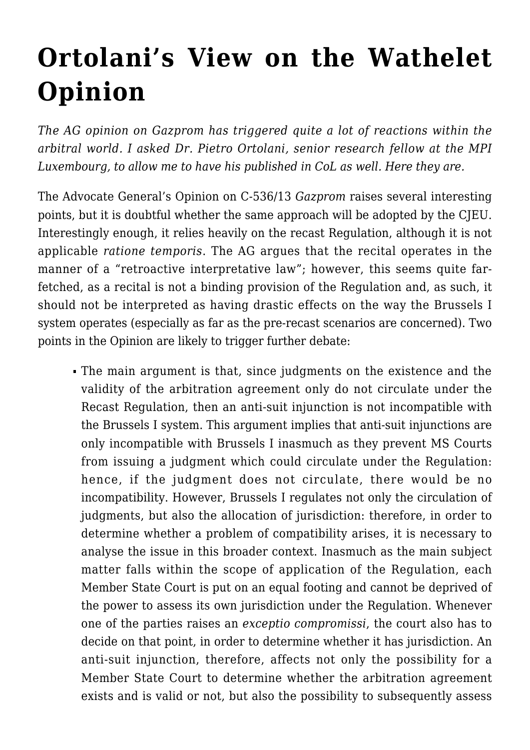# Ortolani's View on the Wathelet Opinion

*The AG opinion on Gazprom has triggered quite a lot of reactions within the arbitral world. I asked Dr. Pietro Ortolani, senior research fellow at the MPI Luxembourg, to allow me to have his published in CoL as well. Here they are.*

The Advocate General's Opinion on C-536/13 *Gazprom* raises several interesting points, but it is doubtful whether the same approach will be adopted by the CJEU. Interestingly enough, it relies heavily on the recast Regulation, although it is not applicable *ratione temporis*. The AG argues that the recital operates in the manner of a "retroactive interpretative law"; however, this seems quite far-fetched, as a recital is not a binding provision of the Regulation and, as such, it should not be interpreted as having drastic effects on the way the Brussels I system operates (especially as far as the pre-recast scenarios are concerned). Two points in the Opinion are likely to trigger further debate:

- The main argument is that, since judgments on the existence and the validity of the arbitration agreement only do not circulate under the Recast Regulation, then an anti-suit injunction is not incompatible with the Brussels I system. This argument implies that anti-suit injunctions are only incompatible with Brussels I inasmuch as they prevent MS Courts from issuing a judgment which could circulate under the Regulation: hence, if the judgment does not circulate, there would be no incompatibility. However, Brussels I regulates not only the circulation of judgments, but also the allocation of jurisdiction: therefore, in order to determine whether a problem of compatibility arises, it is necessary to analyse the issue in this broader context. Inasmuch as the main subject matter falls within the scope of application of the Regulation, each Member State Court is put on an equal footing and cannot be deprived of the power to assess its own jurisdiction under the Regulation. Whenever one of the parties raises an *exceptio compromissi*, the court also has to decide on that point, in order to determine whether it has jurisdiction. An anti-suit injunction, therefore, affects not only the possibility for a Member State Court to determine whether the arbitration agreement exists and is valid or not, but also the possibility to subsequently assess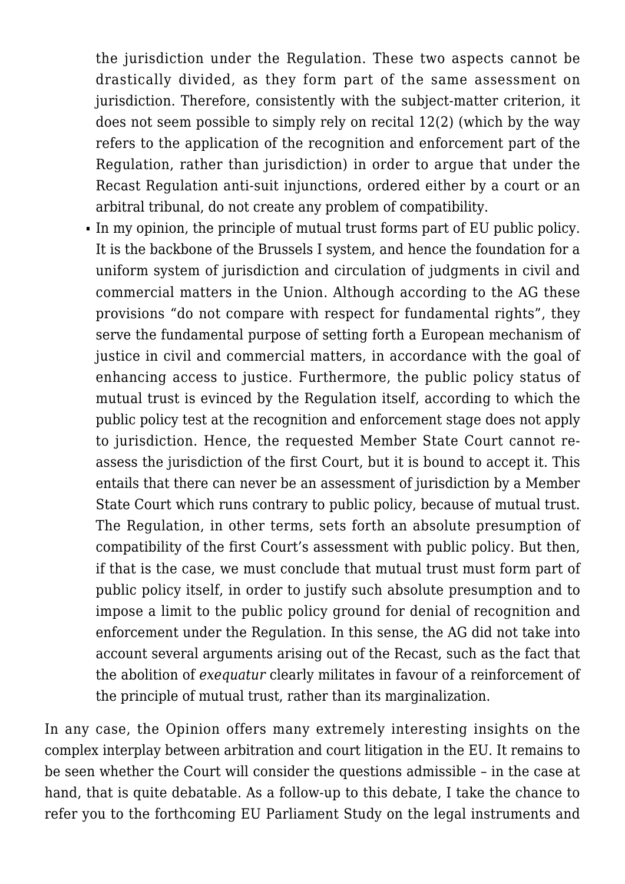the jurisdiction under the Regulation. These two aspects cannot be drastically divided, as they form part of the same assessment on jurisdiction. Therefore, consistently with the subject-matter criterion, it does not seem possible to simply rely on recital 12(2) (which by the way refers to the application of the recognition and enforcement part of the Regulation, rather than jurisdiction) in order to argue that under the Recast Regulation anti-suit injunctions, ordered either by a court or an arbitral tribunal, do not create any problem of compatibility.

- In my opinion, the principle of mutual trust forms part of EU public policy. It is the backbone of the Brussels I system, and hence the foundation for a uniform system of jurisdiction and circulation of judgments in civil and commercial matters in the Union. Although according to the AG these provisions "do not compare with respect for fundamental rights", they serve the fundamental purpose of setting forth a European mechanism of justice in civil and commercial matters, in accordance with the goal of enhancing access to justice. Furthermore, the public policy status of mutual trust is evinced by the Regulation itself, according to which the public policy test at the recognition and enforcement stage does not apply to jurisdiction. Hence, the requested Member State Court cannot re-assess the jurisdiction of the first Court, but it is bound to accept it. This entails that there can never be an assessment of jurisdiction by a Member State Court which runs contrary to public policy, because of mutual trust. The Regulation, in other terms, sets forth an absolute presumption of compatibility of the first Court's assessment with public policy. But then, if that is the case, we must conclude that mutual trust must form part of public policy itself, in order to justify such absolute presumption and to impose a limit to the public policy ground for denial of recognition and enforcement under the Regulation. In this sense, the AG did not take into account several arguments arising out of the Recast, such as the fact that the abolition of *exequatur* clearly militates in favour of a reinforcement of the principle of mutual trust, rather than its marginalization.

In any case, the Opinion offers many extremely interesting insights on the complex interplay between arbitration and court litigation in the EU. It remains to be seen whether the Court will consider the questions admissible – in the case at hand, that is quite debatable. As a follow-up to this debate, I take the chance to refer you to the forthcoming EU Parliament Study on the legal instruments and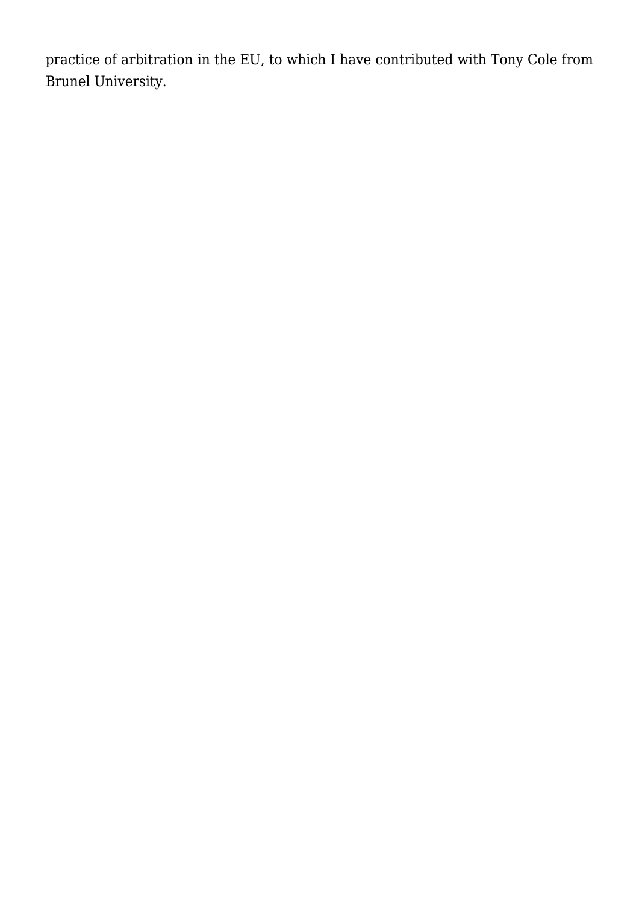practice of arbitration in the EU, to which I have contributed with Tony Cole from Brunel University.